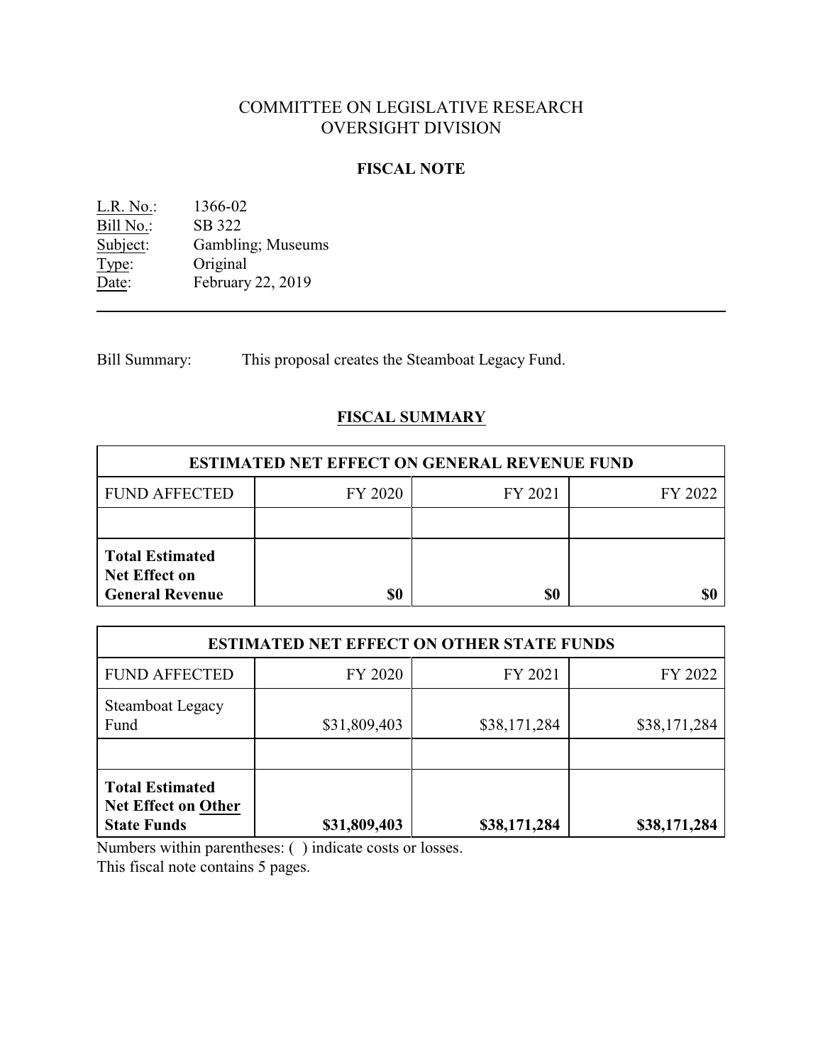# COMMITTEE ON LEGISLATIVE RESEARCH
# OVERSIGHT DIVISION

## FISCAL NOTE

L.R. No.: 1366-02
Bill No.: SB 322
Subject: Gambling; Museums
Type: Original
Date: February 22, 2019

---

Bill Summary: This proposal creates the Steamboat Legacy Fund.

## FISCAL SUMMARY

| ESTIMATED NET EFFECT ON GENERAL REVENUE FUND | | | |
|---|---|---|---|
| FUND AFFECTED | FY 2020 | FY 2021 | FY 2022 |
| | | | |
| **Total Estimated Net Effect on General Revenue** | **$0** | **$0** | **$0** |

| ESTIMATED NET EFFECT ON OTHER STATE FUNDS | | | |
|---|---|---|---|
| FUND AFFECTED | FY 2020 | FY 2021 | FY 2022 |
| Steamboat Legacy Fund | $31,809,403 | $38,171,284 | $38,171,284 |
| | | | |
| **Total Estimated Net Effect on Other State Funds** | **$31,809,403** | **$38,171,284** | **$38,171,284** |

Numbers within parentheses: ( ) indicate costs or losses.
This fiscal note contains 5 pages.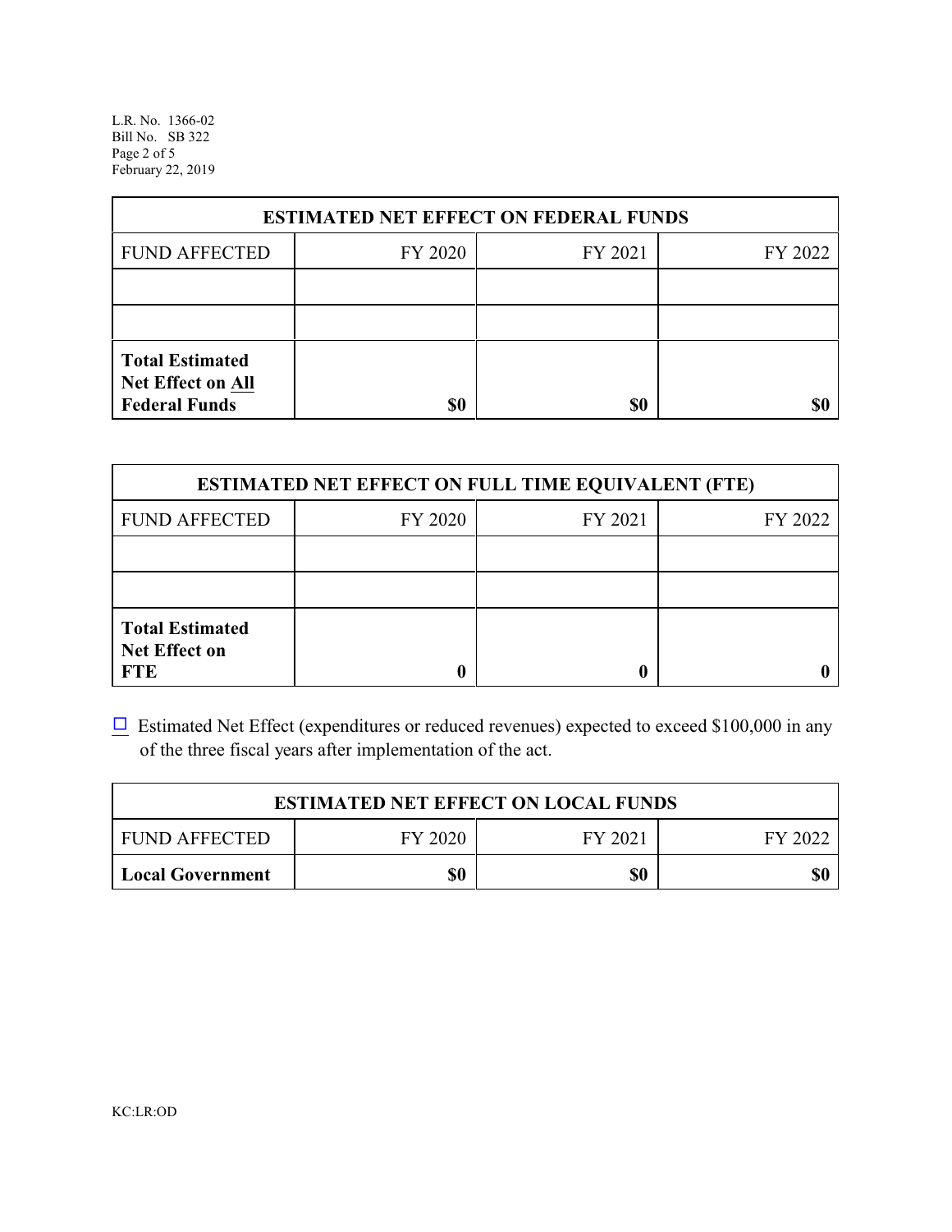| ESTIMATED NET EFFECT ON FEDERAL FUNDS | | | |
|---|---|---|---|
| FUND AFFECTED | FY 2020 | FY 2021 | FY 2022 |
| | | | |
| | | | |
| **Total Estimated Net Effect on All Federal Funds** | **$0** | **$0** | **$0** |

| ESTIMATED NET EFFECT ON FULL TIME EQUIVALENT (FTE) | | | |
|---|---|---|---|
| FUND AFFECTED | FY 2020 | FY 2021 | FY 2022 |
| | | | |
| | | | |
| **Total Estimated Net Effect on FTE** | **0** | **0** | **0** |

☐ Estimated Net Effect (expenditures or reduced revenues) expected to exceed $100,000 in any of the three fiscal years after implementation of the act.

| ESTIMATED NET EFFECT ON LOCAL FUNDS | | | |
|---|---|---|---|
| FUND AFFECTED | FY 2020 | FY 2021 | FY 2022 |
| **Local Government** | **$0** | **$0** | **$0** |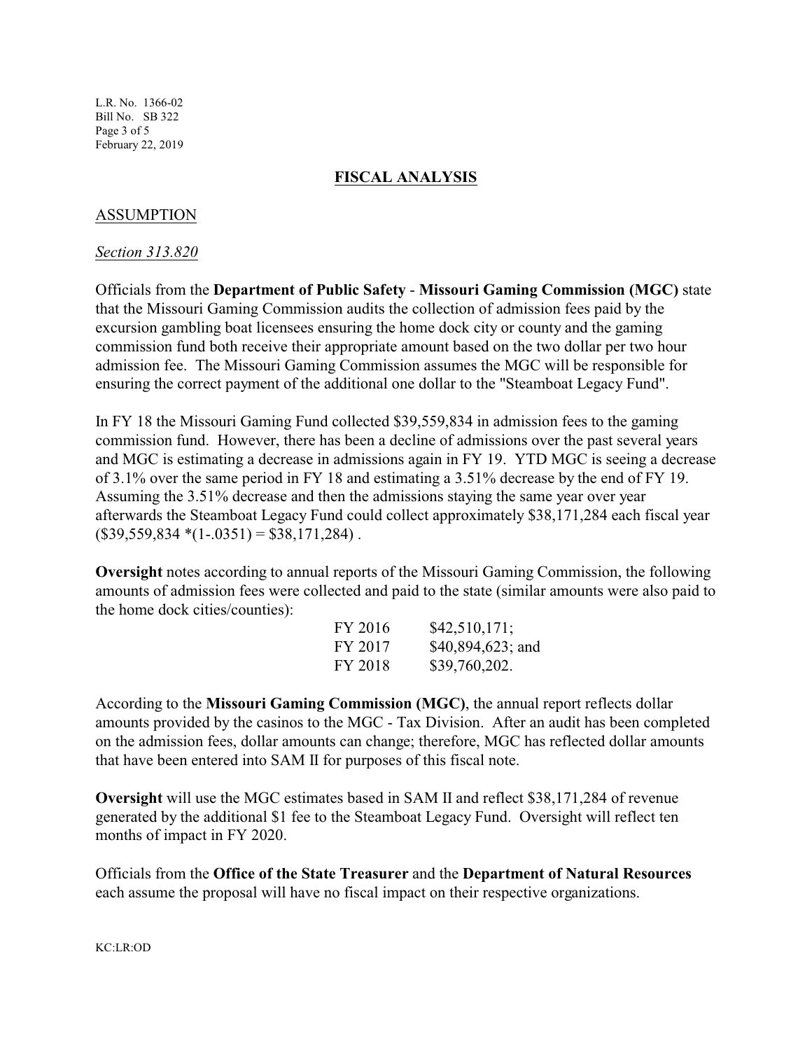## FISCAL ANALYSIS

### ASSUMPTION

*Section 313.820*

Officials from the **Department of Public Safety** - **Missouri Gaming Commission (MGC)** state that the Missouri Gaming Commission audits the collection of admission fees paid by the excursion gambling boat licensees ensuring the home dock city or county and the gaming commission fund both receive their appropriate amount based on the two dollar per two hour admission fee. The Missouri Gaming Commission assumes the MGC will be responsible for ensuring the correct payment of the additional one dollar to the "Steamboat Legacy Fund".

In FY 18 the Missouri Gaming Fund collected $39,559,834 in admission fees to the gaming commission fund. However, there has been a decline of admissions over the past several years and MGC is estimating a decrease in admissions again in FY 19. YTD MGC is seeing a decrease of 3.1% over the same period in FY 18 and estimating a 3.51% decrease by the end of FY 19. Assuming the 3.51% decrease and then the admissions staying the same year over year afterwards the Steamboat Legacy Fund could collect approximately $38,171,284 each fiscal year ($39,559,834 *(1-.0351) = $38,171,284) .

**Oversight** notes according to annual reports of the Missouri Gaming Commission, the following amounts of admission fees were collected and paid to the state (similar amounts were also paid to the home dock cities/counties):

| | |
|---|---|
| FY 2016 | $42,510,171; |
| FY 2017 | $40,894,623; and |
| FY 2018 | $39,760,202. |

According to the **Missouri Gaming Commission (MGC)**, the annual report reflects dollar amounts provided by the casinos to the MGC - Tax Division. After an audit has been completed on the admission fees, dollar amounts can change; therefore, MGC has reflected dollar amounts that have been entered into SAM II for purposes of this fiscal note.

**Oversight** will use the MGC estimates based in SAM II and reflect $38,171,284 of revenue generated by the additional $1 fee to the Steamboat Legacy Fund. Oversight will reflect ten months of impact in FY 2020.

Officials from the **Office of the State Treasurer** and the **Department of Natural Resources** each assume the proposal will have no fiscal impact on their respective organizations.

KC:LR:OD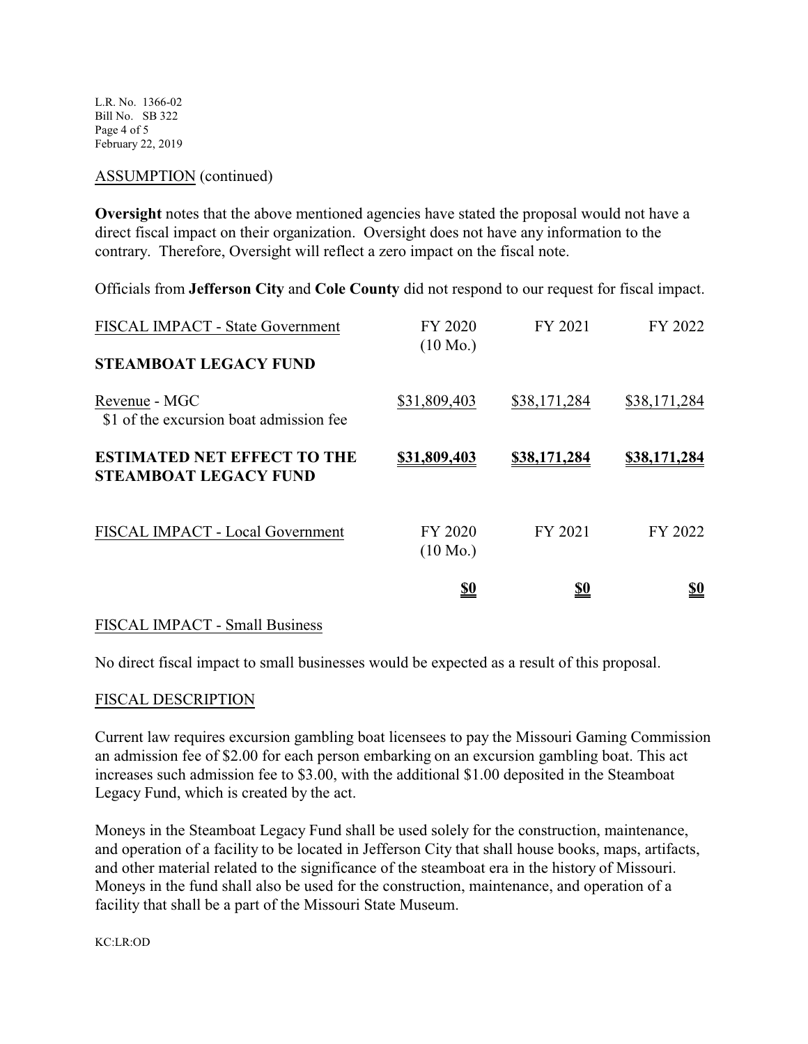ASSUMPTION (continued)

**Oversight** notes that the above mentioned agencies have stated the proposal would not have a direct fiscal impact on their organization. Oversight does not have any information to the contrary. Therefore, Oversight will reflect a zero impact on the fiscal note.

Officials from **Jefferson City** and **Cole County** did not respond to our request for fiscal impact.

| FISCAL IMPACT - State Government | FY 2020 (10 Mo.) | FY 2021 | FY 2022 |
|---|---|---|---|
| **STEAMBOAT LEGACY FUND** | | | |
| Revenue - MGC<br>\$1 of the excursion boat admission fee | \$31,809,403 | \$38,171,284 | \$38,171,284 |
| **ESTIMATED NET EFFECT TO THE STEAMBOAT LEGACY FUND** | **\$31,809,403** | **\$38,171,284** | **\$38,171,284** |

| FISCAL IMPACT - Local Government | FY 2020 (10 Mo.) | FY 2021 | FY 2022 |
|---|---|---|---|
| | **\$0** | **\$0** | **\$0** |

FISCAL IMPACT - Small Business

No direct fiscal impact to small businesses would be expected as a result of this proposal.

FISCAL DESCRIPTION

Current law requires excursion gambling boat licensees to pay the Missouri Gaming Commission an admission fee of \$2.00 for each person embarking on an excursion gambling boat. This act increases such admission fee to \$3.00, with the additional \$1.00 deposited in the Steamboat Legacy Fund, which is created by the act.

Moneys in the Steamboat Legacy Fund shall be used solely for the construction, maintenance, and operation of a facility to be located in Jefferson City that shall house books, maps, artifacts, and other material related to the significance of the steamboat era in the history of Missouri. Moneys in the fund shall also be used for the construction, maintenance, and operation of a facility that shall be a part of the Missouri State Museum.

KC:LR:OD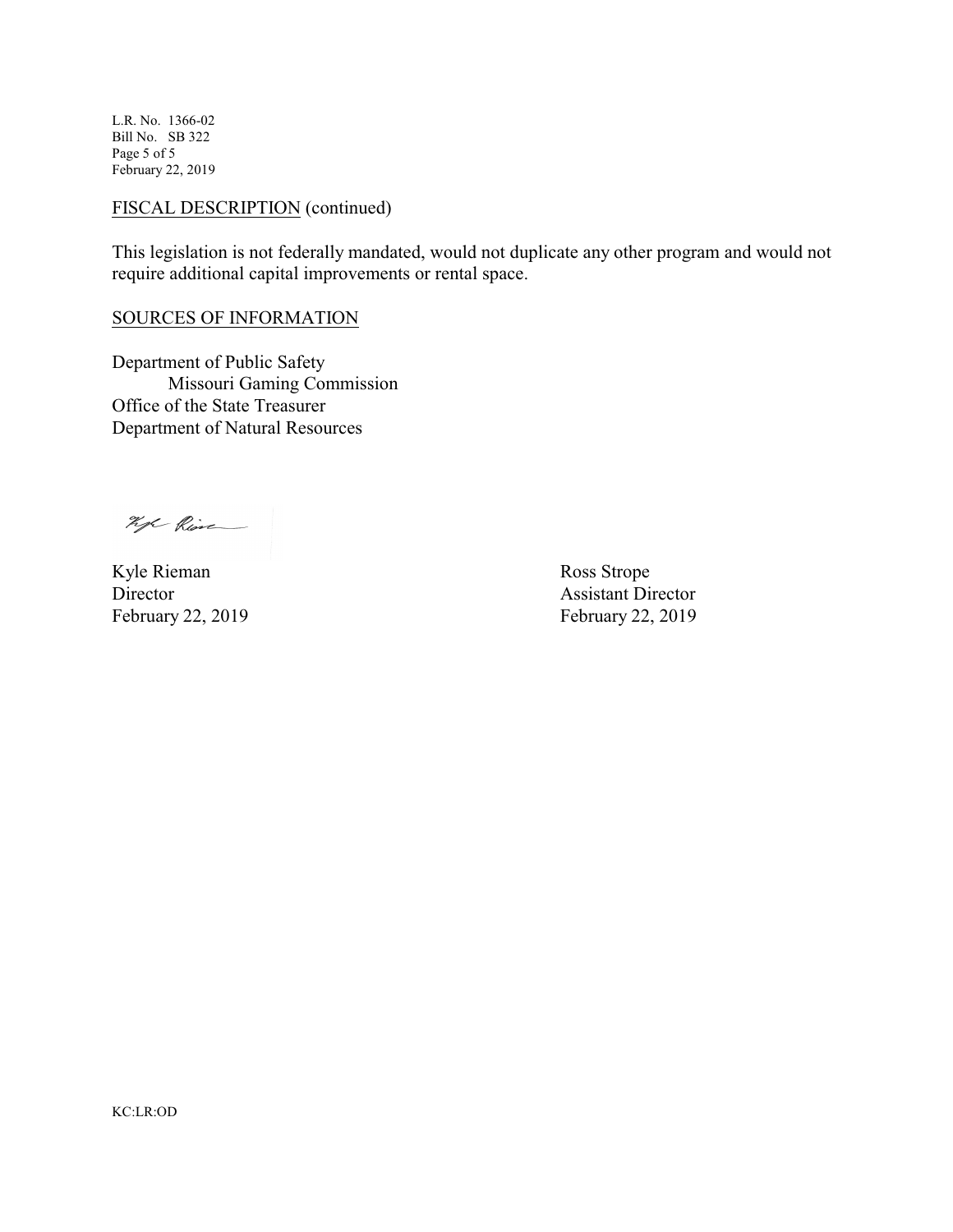FISCAL DESCRIPTION (continued)

This legislation is not federally mandated, would not duplicate any other program and would not require additional capital improvements or rental space.

SOURCES OF INFORMATION

Department of Public Safety
    Missouri Gaming Commission
Office of the State Treasurer
Department of Natural Resources

Kyle Rieman
Director
February 22, 2019

Ross Strope
Assistant Director
February 22, 2019

KC:LR:OD